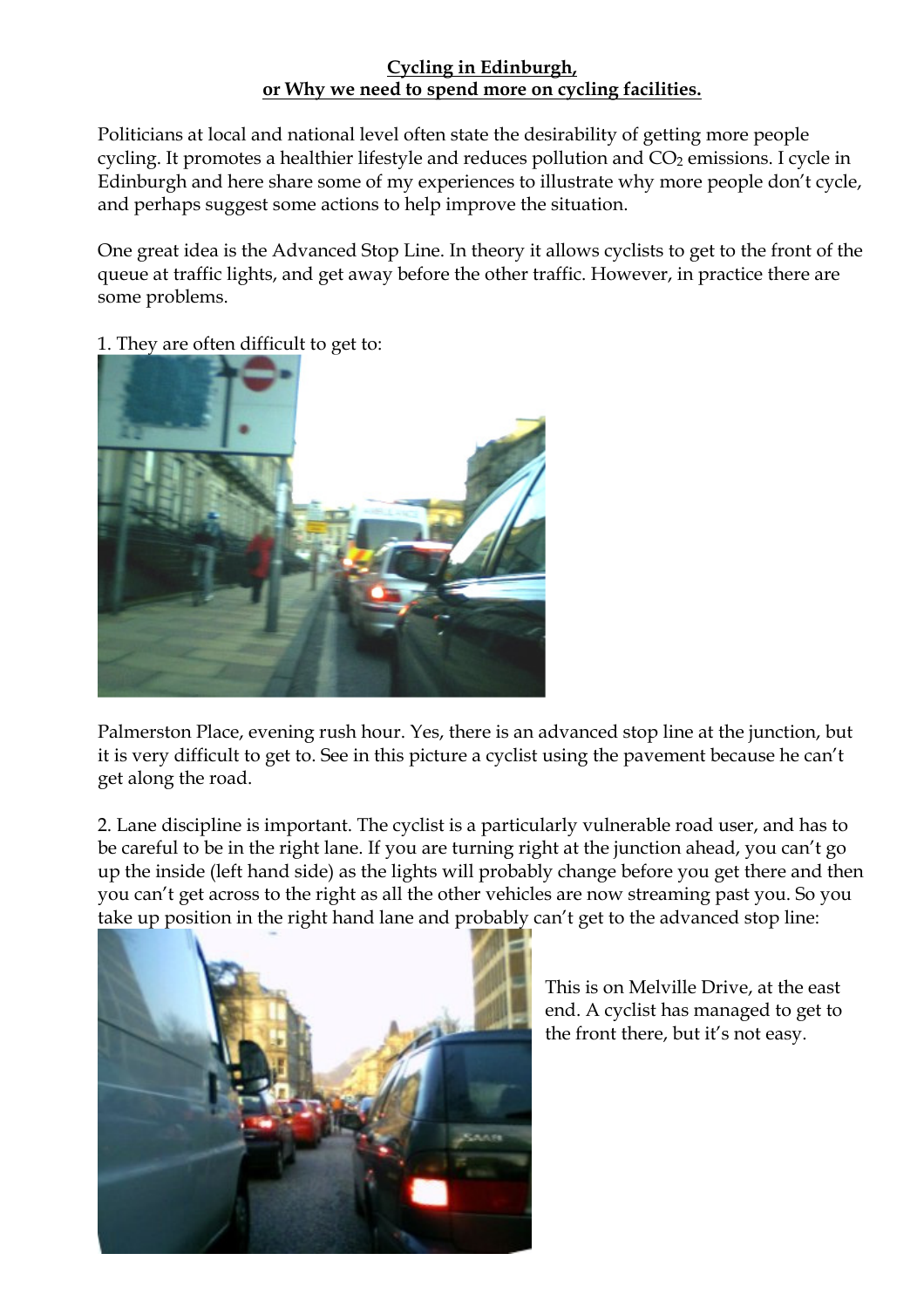**Cycling in Edinburgh,**
**or Why we need to spend more on cycling facilities.**

Politicians at local and national level often state the desirability of getting more people cycling. It promotes a healthier lifestyle and reduces pollution and $CO_2$ emissions. I cycle in Edinburgh and here share some of my experiences to illustrate why more people don't cycle, and perhaps suggest some actions to help improve the situation.

One great idea is the Advanced Stop Line. In theory it allows cyclists to get to the front of the queue at traffic lights, and get away before the other traffic. However, in practice there are some problems.

1. They are often difficult to get to:

Palmerston Place, evening rush hour. Yes, there is an advanced stop line at the junction, but it is very difficult to get to. See in this picture a cyclist using the pavement because he can't get along the road.

2. Lane discipline is important. The cyclist is a particularly vulnerable road user, and has to be careful to be in the right lane. If you are turning right at the junction ahead, you can't go up the inside (left hand side) as the lights will probably change before you get there and then you can't get across to the right as all the other vehicles are now streaming past you. So you take up position in the right hand lane and probably can't get to the advanced stop line:

This is on Melville Drive, at the east end. A cyclist has managed to get to the front there, but it's not easy.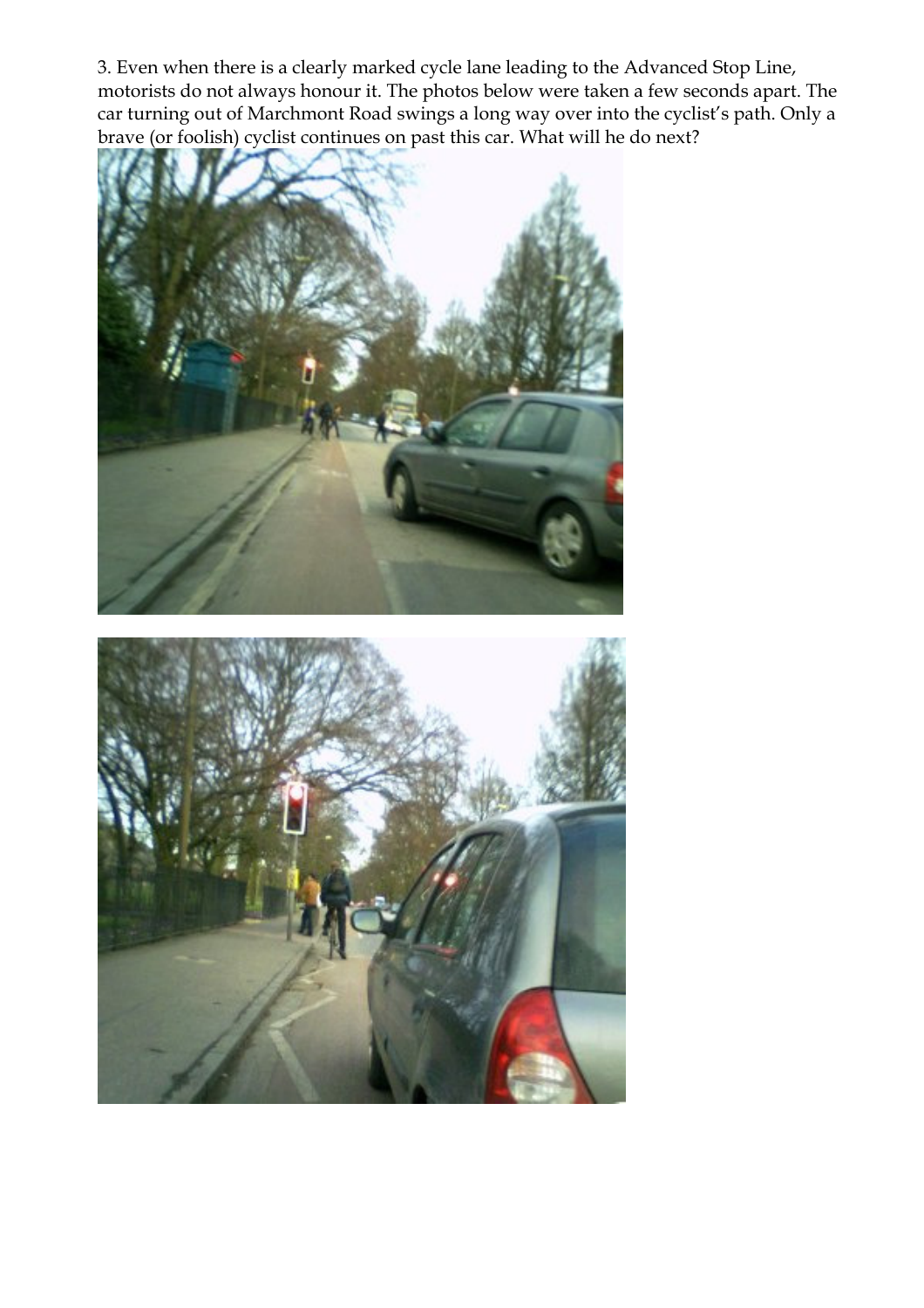3. Even when there is a clearly marked cycle lane leading to the Advanced Stop Line, motorists do not always honour it. The photos below were taken a few seconds apart. The car turning out of Marchmont Road swings a long way over into the cyclist's path. Only a brave (or foolish) cyclist continues on past this car. What will he do next?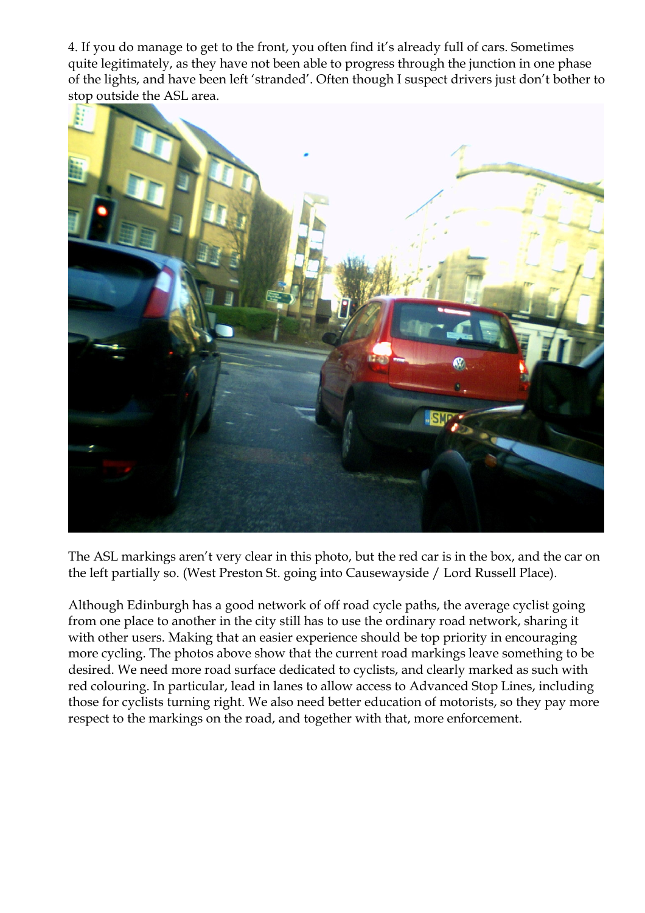4. If you do manage to get to the front, you often find it's already full of cars. Sometimes quite legitimately, as they have not been able to progress through the junction in one phase of the lights, and have been left 'stranded'. Often though I suspect drivers just don't bother to stop outside the ASL area.

The ASL markings aren't very clear in this photo, but the red car is in the box, and the car on the left partially so. (West Preston St. going into Causewayside / Lord Russell Place).

Although Edinburgh has a good network of off road cycle paths, the average cyclist going from one place to another in the city still has to use the ordinary road network, sharing it with other users. Making that an easier experience should be top priority in encouraging more cycling. The photos above show that the current road markings leave something to be desired. We need more road surface dedicated to cyclists, and clearly marked as such with red colouring. In particular, lead in lanes to allow access to Advanced Stop Lines, including those for cyclists turning right. We also need better education of motorists, so they pay more respect to the markings on the road, and together with that, more enforcement.